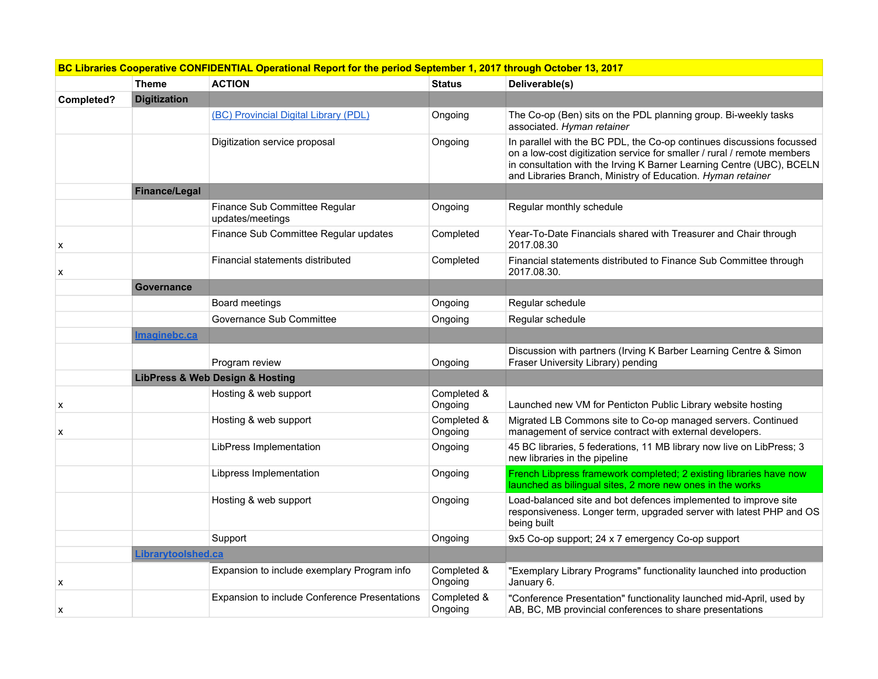| BC Libraries Cooperative CONFIDENTIAL Operational Report for the period September 1, 2017 through October 13, 2017 | | | | |
|---|---|---|---|---|
| | **Theme** | **ACTION** | **Status** | **Deliverable(s)** |
| **Completed?** | **Digitization** | | | |
| | | (BC) Provincial Digital Library (PDL) | Ongoing | The Co-op (Ben) sits on the PDL planning group. Bi-weekly tasks associated. *Hyman retainer* |
| | | Digitization service proposal | Ongoing | In parallel with the BC PDL, the Co-op continues discussions focussed on a low-cost digitization service for smaller / rural / remote members in consultation with the Irving K Barner Learning Centre (UBC), BCELN and Libraries Branch, Ministry of Education. *Hyman retainer* |
| | **Finance/Legal** | | | |
| | | Finance Sub Committee Regular updates/meetings | Ongoing | Regular monthly schedule |
| x | | Finance Sub Committee Regular updates | Completed | Year-To-Date Financials shared with Treasurer and Chair through 2017.08.30 |
| x | | Financial statements distributed | Completed | Financial statements distributed to Finance Sub Committee through 2017.08.30. |
| | **Governance** | | | |
| | | Board meetings | Ongoing | Regular schedule |
| | | Governance Sub Committee | Ongoing | Regular schedule |
| | **Imaginebc.ca** | | | |
| | | Program review | Ongoing | Discussion with partners (Irving K Barber Learning Centre & Simon Fraser University Library) pending |
| | **LibPress & Web Design & Hosting** | | | |
| x | | Hosting & web support | Completed & Ongoing | Launched new VM for Penticton Public Library website hosting |
| x | | Hosting & web support | Completed & Ongoing | Migrated LB Commons site to Co-op managed servers. Continued management of service contract with external developers. |
| | | LibPress Implementation | Ongoing | 45 BC libraries, 5 federations, 11 MB library now live on LibPress; 3 new libraries in the pipeline |
| | | Libpress Implementation | Ongoing | French Libpress framework completed; 2 existing libraries have now launched as bilingual sites, 2 more new ones in the works |
| | | Hosting & web support | Ongoing | Load-balanced site and bot defences implemented to improve site responsiveness. Longer term, upgraded server with latest PHP and OS being built |
| | | Support | Ongoing | 9x5 Co-op support; 24 x 7 emergency Co-op support |
| | **Librarytoolshed.ca** | | | |
| x | | Expansion to include exemplary Program info | Completed & Ongoing | "Exemplary Library Programs" functionality launched into production January 6. |
| x | | Expansion to include Conference Presentations | Completed & Ongoing | "Conference Presentation" functionality launched mid-April, used by AB, BC, MB provincial conferences to share presentations |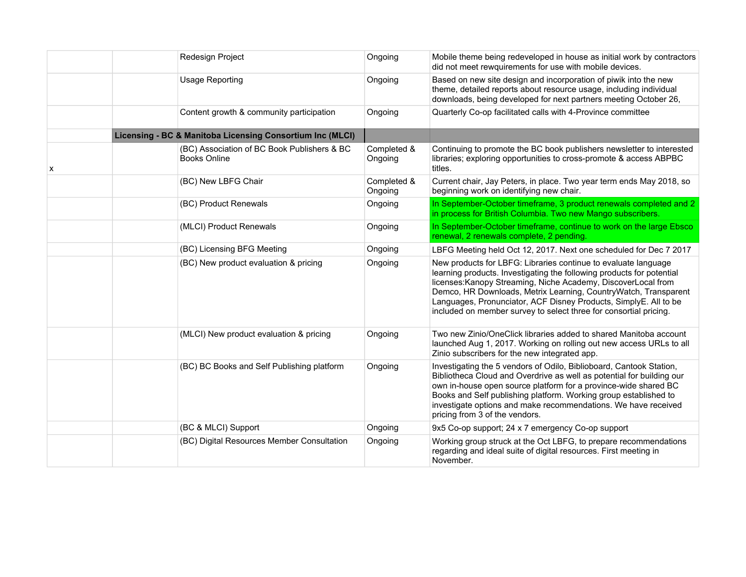|  |  |  |  |  |
|---|---|---|---|---|
|  |  | Redesign Project | Ongoing | Mobile theme being redeveloped in house as initial work by contractors did not meet rewquirements for use with mobile devices. |
|  |  | Usage Reporting | Ongoing | Based on new site design and incorporation of piwik into the new theme, detailed reports about resource usage, including individual downloads, being developed for next partners meeting October 26, |
|  |  | Content growth & community participation | Ongoing | Quarterly Co-op facilitated calls with 4-Province committee |
|  | **Licensing - BC & Manitoba Licensing Consortium Inc (MLCI)** |  |  |  |
| x |  | (BC) Association of BC Book Publishers & BC Books Online | Completed & Ongoing | Continuing to promote the BC book publishers newsletter to interested libraries; exploring opportunities to cross-promote & access ABPBC titles. |
|  |  | (BC) New LBFG Chair | Completed & Ongoing | Current chair, Jay Peters, in place. Two year term ends May 2018, so beginning work on identifying new chair. |
|  |  | (BC) Product Renewals | Ongoing | In September-October timeframe, 3 product renewals completed and 2 in process for British Columbia. Two new Mango subscribers. |
|  |  | (MLCI) Product Renewals | Ongoing | In September-October timeframe, continue to work on the large Ebsco renewal, 2 renewals complete, 2 pending. |
|  |  | (BC) Licensing BFG Meeting | Ongoing | LBFG Meeting held Oct 12, 2017. Next one scheduled for Dec 7 2017 |
|  |  | (BC) New product evaluation & pricing | Ongoing | New products for LBFG: Libraries continue to evaluate language learning products. Investigating the following products for potential licenses:Kanopy Streaming, Niche Academy, DiscoverLocal from Demco, HR Downloads, Metrix Learning, CountryWatch, Transparent Languages, Pronunciator, ACF Disney Products, SimplyE. All to be included on member survey to select three for consortial pricing. |
|  |  | (MLCI) New product evaluation & pricing | Ongoing | Two new Zinio/OneClick libraries added to shared Manitoba account launched Aug 1, 2017. Working on rolling out new access URLs to all Zinio subscribers for the new integrated app. |
|  |  | (BC) BC Books and Self Publishing platform | Ongoing | Investigating the 5 vendors of Odilo, Biblioboard, Cantook Station, Bibliotheca Cloud and Overdrive as well as potential for building our own in-house open source platform for a province-wide shared BC Books and Self publishing platform. Working group established to investigate options and make recommendations. We have received pricing from 3 of the vendors. |
|  |  | (BC & MLCI) Support | Ongoing | 9x5 Co-op support; 24 x 7 emergency Co-op support |
|  |  | (BC) Digital Resources Member Consultation | Ongoing | Working group struck at the Oct LBFG, to prepare recommendations regarding and ideal suite of digital resources. First meeting in November. |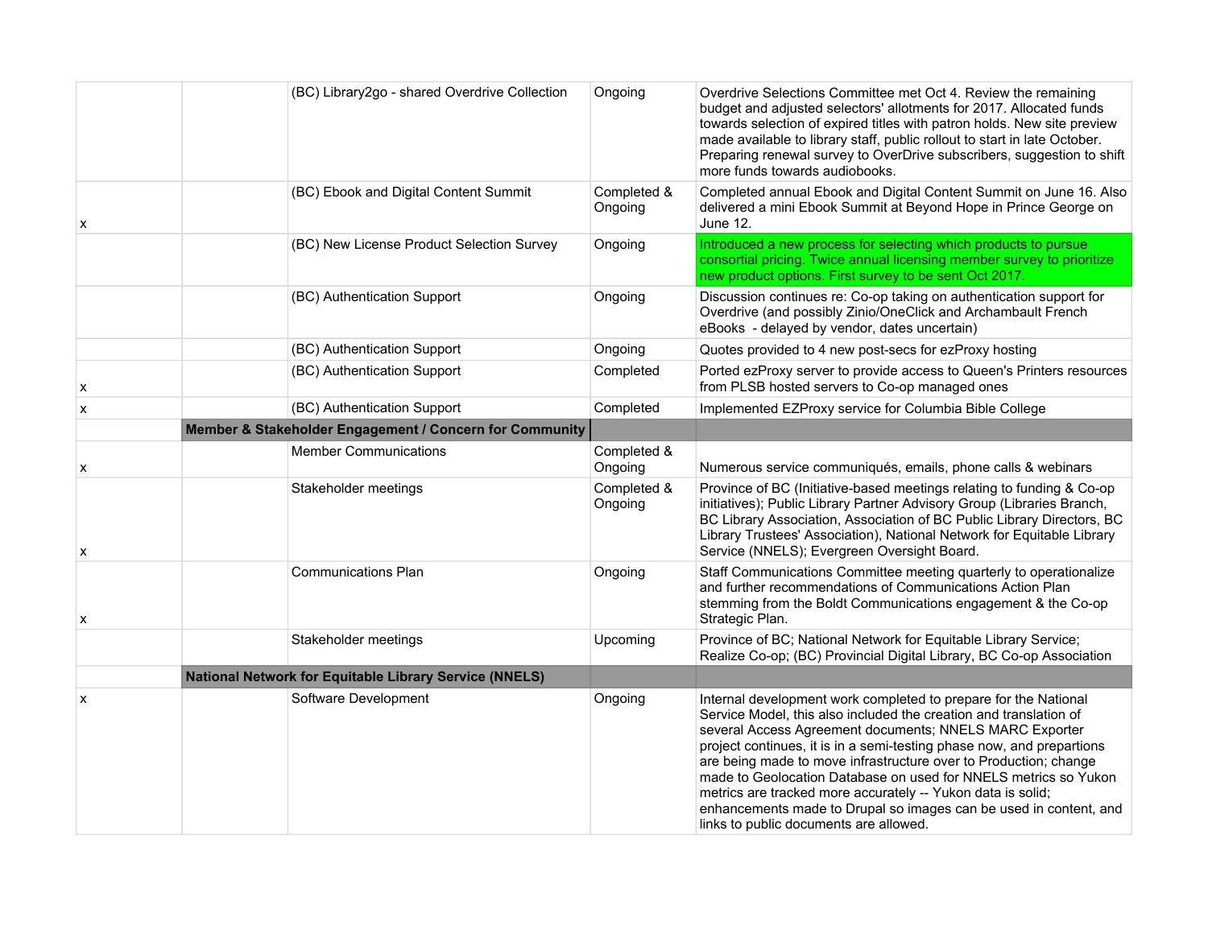| | | | | |
|---|---|---|---|---|
| | | (BC) Library2go - shared Overdrive Collection | Ongoing | Overdrive Selections Committee met Oct 4. Review the remaining budget and adjusted selectors' allotments for 2017. Allocated funds towards selection of expired titles with patron holds. New site preview made available to library staff, public rollout to start in late October. Preparing renewal survey to OverDrive subscribers, suggestion to shift more funds towards audiobooks. |
| x | | (BC) Ebook and Digital Content Summit | Completed & Ongoing | Completed annual Ebook and Digital Content Summit on June 16. Also delivered a mini Ebook Summit at Beyond Hope in Prince George on June 12. |
| | | (BC) New License Product Selection Survey | Ongoing | Introduced a new process for selecting which products to pursue consortial pricing. Twice annual licensing member survey to prioritize new product options. First survey to be sent Oct 2017. |
| | | (BC) Authentication Support | Ongoing | Discussion continues re: Co-op taking on authentication support for Overdrive (and possibly Zinio/OneClick and Archambault French eBooks - delayed by vendor, dates uncertain) |
| | | (BC) Authentication Support | Ongoing | Quotes provided to 4 new post-secs for ezProxy hosting |
| x | | (BC) Authentication Support | Completed | Ported ezProxy server to provide access to Queen's Printers resources from PLSB hosted servers to Co-op managed ones |
| x | | (BC) Authentication Support | Completed | Implemented EZProxy service for Columbia Bible College |
| | **Member & Stakeholder Engagement / Concern for Community** | | | |
| x | | Member Communications | Completed & Ongoing | Numerous service communiqués, emails, phone calls & webinars |
| x | | Stakeholder meetings | Completed & Ongoing | Province of BC (Initiative-based meetings relating to funding & Co-op initiatives); Public Library Partner Advisory Group (Libraries Branch, BC Library Association, Association of BC Public Library Directors, BC Library Trustees' Association), National Network for Equitable Library Service (NNELS); Evergreen Oversight Board. |
| x | | Communications Plan | Ongoing | Staff Communications Committee meeting quarterly to operationalize and further recommendations of Communications Action Plan stemming from the Boldt Communications engagement & the Co-op Strategic Plan. |
| | | Stakeholder meetings | Upcoming | Province of BC; National Network for Equitable Library Service; Realize Co-op; (BC) Provincial Digital Library, BC Co-op Association |
| | **National Network for Equitable Library Service (NNELS)** | | | |
| x | | Software Development | Ongoing | Internal development work completed to prepare for the National Service Model, this also included the creation and translation of several Access Agreement documents; NNELS MARC Exporter project continues, it is in a semi-testing phase now, and prepartions are being made to move infrastructure over to Production; change made to Geolocation Database on used for NNELS metrics so Yukon metrics are tracked more accurately -- Yukon data is solid; enhancements made to Drupal so images can be used in content, and links to public documents are allowed. |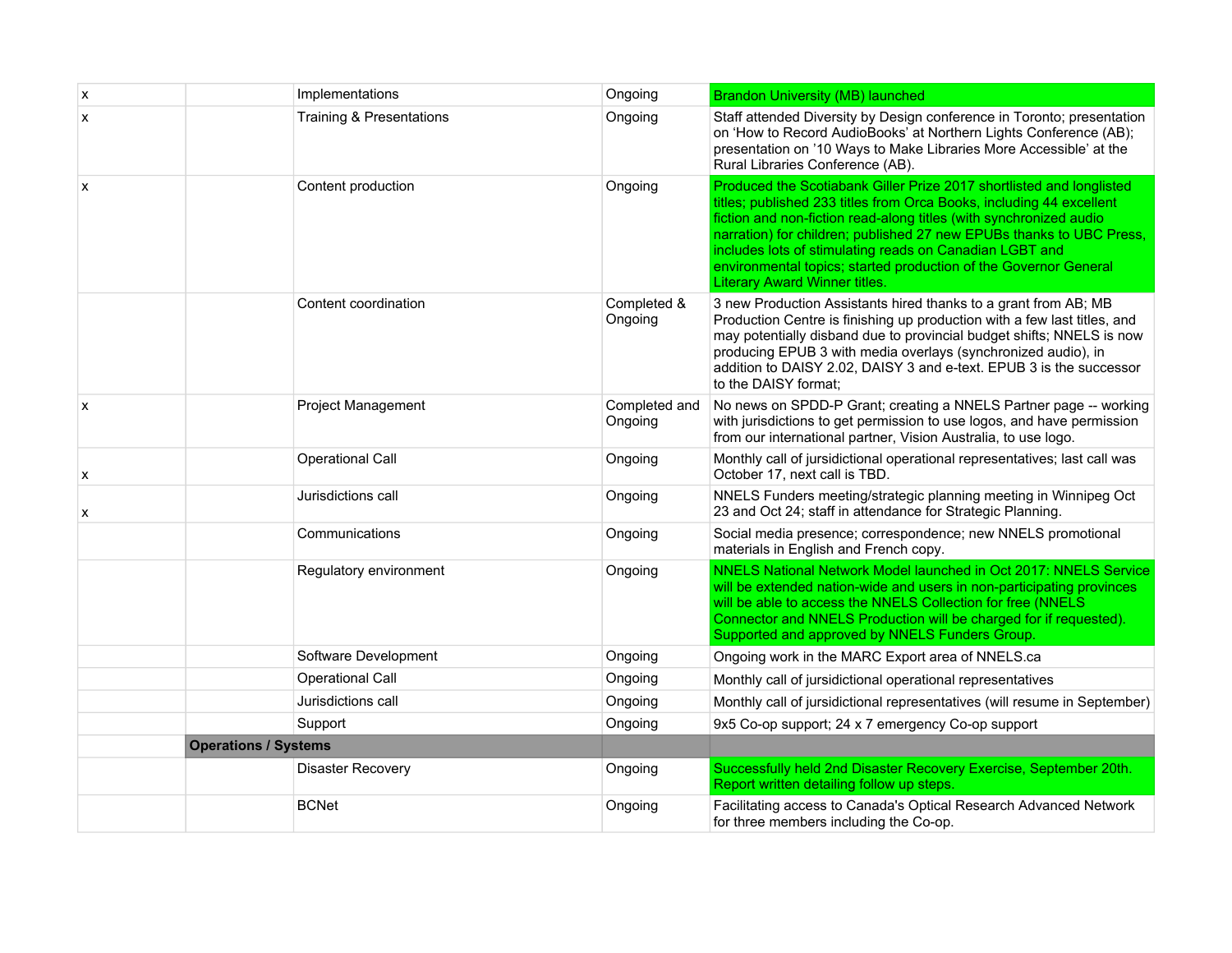| | | | | |
|---|---|---|---|---|
| x | | Implementations | Ongoing | Brandon University (MB) launched |
| x | | Training & Presentations | Ongoing | Staff attended Diversity by Design conference in Toronto; presentation on ‘How to Record AudioBooks’ at Northern Lights Conference (AB); presentation on ’10 Ways to Make Libraries More Accessible’ at the Rural Libraries Conference (AB). |
| x | | Content production | Ongoing | Produced the Scotiabank Giller Prize 2017 shortlisted and longlisted titles; published 233 titles from Orca Books, including 44 excellent fiction and non-fiction read-along titles (with synchronized audio narration) for children; published 27 new EPUBs thanks to UBC Press, includes lots of stimulating reads on Canadian LGBT and environmental topics; started production of the Governor General Literary Award Winner titles. |
| | | Content coordination | Completed & Ongoing | 3 new Production Assistants hired thanks to a grant from AB; MB Production Centre is finishing up production with a few last titles, and may potentially disband due to provincial budget shifts; NNELS is now producing EPUB 3 with media overlays (synchronized audio), in addition to DAISY 2.02, DAISY 3 and e-text. EPUB 3 is the successor to the DAISY format; |
| x | | Project Management | Completed and Ongoing | No news on SPDD-P Grant; creating a NNELS Partner page -- working with jurisdictions to get permission to use logos, and have permission from our international partner, Vision Australia, to use logo. |
| x | | Operational Call | Ongoing | Monthly call of jursidictional operational representatives; last call was October 17, next call is TBD. |
| x | | Jurisdictions call | Ongoing | NNELS Funders meeting/strategic planning meeting in Winnipeg Oct 23 and Oct 24; staff in attendance for Strategic Planning. |
| | | Communications | Ongoing | Social media presence; correspondence; new NNELS promotional materials in English and French copy. |
| | | Regulatory environment | Ongoing | NNELS National Network Model launched in Oct 2017: NNELS Service will be extended nation-wide and users in non-participating provinces will be able to access the NNELS Collection for free (NNELS Connector and NNELS Production will be charged for if requested). Supported and approved by NNELS Funders Group. |
| | | Software Development | Ongoing | Ongoing work in the MARC Export area of NNELS.ca |
| | | Operational Call | Ongoing | Monthly call of jursidictional operational representatives |
| | | Jurisdictions call | Ongoing | Monthly call of jursidictional representatives (will resume in September) |
| | | Support | Ongoing | 9x5 Co-op support; 24 x 7 emergency Co-op support |
| | **Operations / Systems** | | | |
| | | Disaster Recovery | Ongoing | Successfully held 2nd Disaster Recovery Exercise, September 20th. Report written detailing follow up steps. |
| | | BCNet | Ongoing | Facilitating access to Canada's Optical Research Advanced Network for three members including the Co-op. |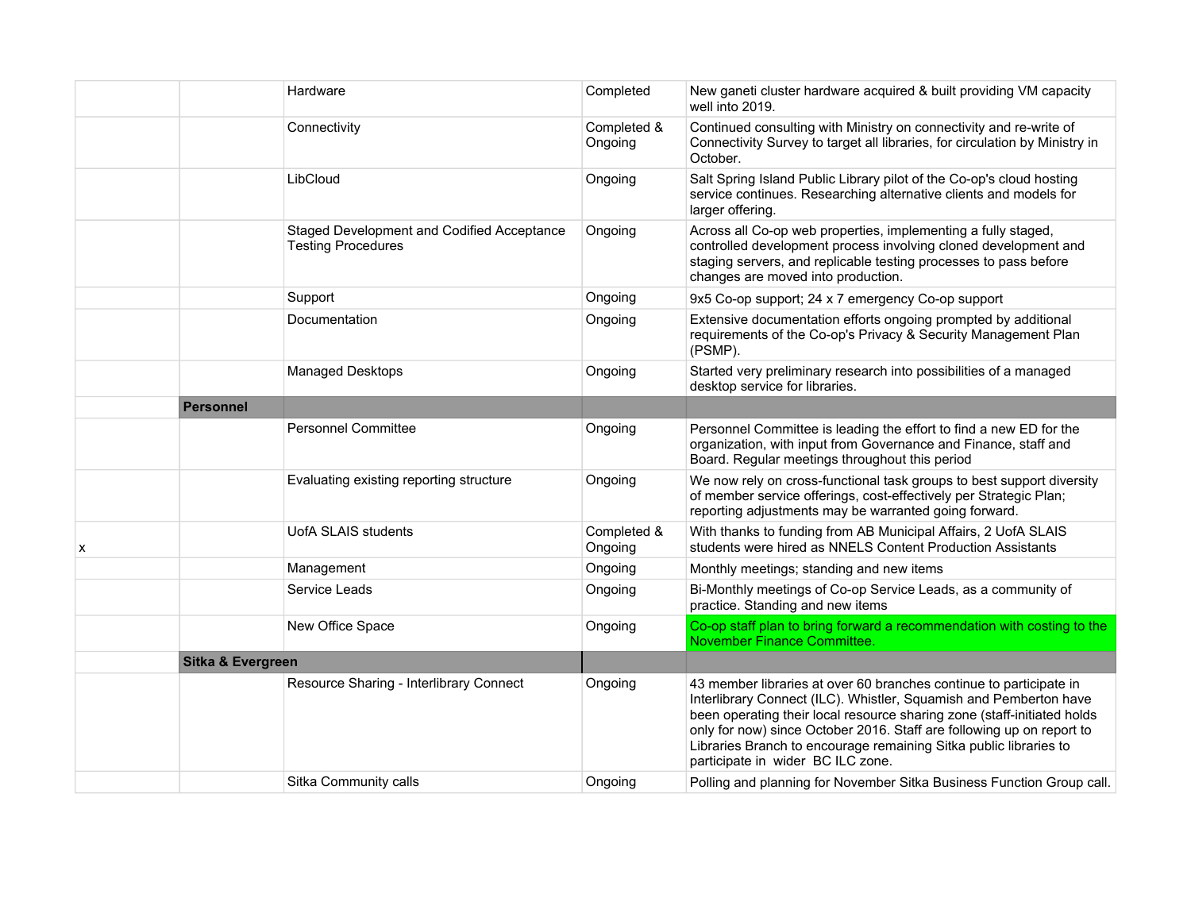|  |  |  |  |  |
|---|---|---|---|---|
|  |  | Hardware | Completed | New ganeti cluster hardware acquired & built providing VM capacity well into 2019. |
|  |  | Connectivity | Completed & Ongoing | Continued consulting with Ministry on connectivity and re-write of Connectivity Survey to target all libraries, for circulation by Ministry in October. |
|  |  | LibCloud | Ongoing | Salt Spring Island Public Library pilot of the Co-op's cloud hosting service continues. Researching alternative clients and models for larger offering. |
|  |  | Staged Development and Codified Acceptance Testing Procedures | Ongoing | Across all Co-op web properties, implementing a fully staged, controlled development process involving cloned development and staging servers, and replicable testing processes to pass before changes are moved into production. |
|  |  | Support | Ongoing | 9x5 Co-op support; 24 x 7 emergency Co-op support |
|  |  | Documentation | Ongoing | Extensive documentation efforts ongoing prompted by additional requirements of the Co-op's Privacy & Security Management Plan (PSMP). |
|  |  | Managed Desktops | Ongoing | Started very preliminary research into possibilities of a managed desktop service for libraries. |
|  | **Personnel** |  |  |  |
|  |  | Personnel Committee | Ongoing | Personnel Committee is leading the effort to find a new ED for the organization, with input from Governance and Finance, staff and Board. Regular meetings throughout this period |
|  |  | Evaluating existing reporting structure | Ongoing | We now rely on cross-functional task groups to best support diversity of member service offerings, cost-effectively per Strategic Plan; reporting adjustments may be warranted going forward. |
| x |  | UofA SLAIS students | Completed & Ongoing | With thanks to funding from AB Municipal Affairs, 2 UofA SLAIS students were hired as NNELS Content Production Assistants |
|  |  | Management | Ongoing | Monthly meetings; standing and new items |
|  |  | Service Leads | Ongoing | Bi-Monthly meetings of Co-op Service Leads, as a community of practice. Standing and new items |
|  |  | New Office Space | Ongoing | Co-op staff plan to bring forward a recommendation with costing to the November Finance Committee. |
|  | **Sitka & Evergreen** |  |  |  |
|  |  | Resource Sharing - Interlibrary Connect | Ongoing | 43 member libraries at over 60 branches continue to participate in Interlibrary Connect (ILC). Whistler, Squamish and Pemberton have been operating their local resource sharing zone (staff-initiated holds only for now) since October 2016. Staff are following up on report to Libraries Branch to encourage remaining Sitka public libraries to participate in wider BC ILC zone. |
|  |  | Sitka Community calls | Ongoing | Polling and planning for November Sitka Business Function Group call. |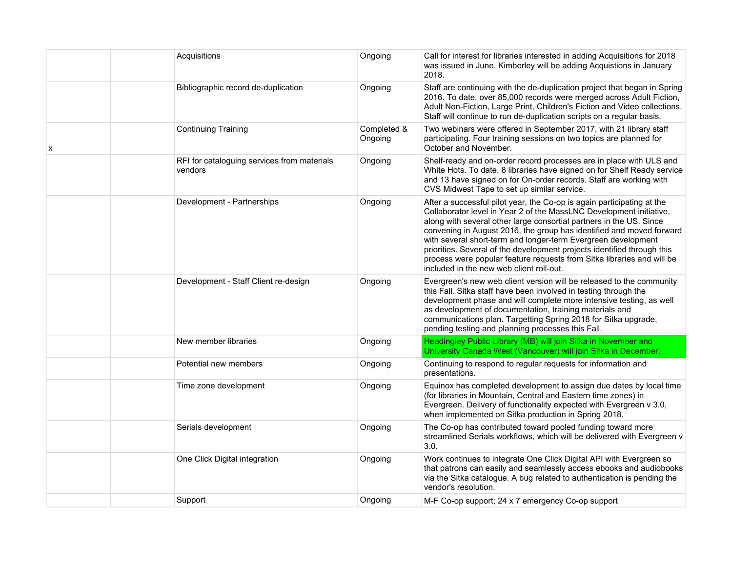| | | | | |
|---|---|---|---|---|
| | | Acquisitions | Ongoing | Call for interest for libraries interested in adding Acquisitions for 2018 was issued in June. Kimberley will be adding Acquistions in January 2018. |
| | | Bibliographic record de-duplication | Ongoing | Staff are continuing with the de-duplication project that began in Spring 2016. To date, over 85,000 records were merged across Adult Fiction, Adult Non-Fiction, Large Print, Children's Fiction and Video collections. Staff will continue to run de-duplication scripts on a regular basis. |
| x | | Continuing Training | Completed & Ongoing | Two webinars were offered in September 2017, with 21 library staff participating. Four training sessions on two topics are planned for October and November. |
| | | RFI for cataloguing services from materials vendors | Ongoing | Shelf-ready and on-order record processes are in place with ULS and White Hots. To date, 8 libraries have signed on for Shelf Ready service and 13 have signed on for On-order records. Staff are working with CVS Midwest Tape to set up similar service. |
| | | Development - Partnerships | Ongoing | After a successful pilot year, the Co-op is again participating at the Collaborator level in Year 2 of the MassLNC Development initiative, along with several other large consortial partners in the US. Since convening in August 2016, the group has identified and moved forward with several short-term and longer-term Evergreen development priorities. Several of the development projects identified through this process were popular feature requests from Sitka libraries and will be included in the new web client roll-out. |
| | | Development - Staff Client re-design | Ongoing | Evergreen's new web client version will be released to the community this Fall. Sitka staff have been involved in testing through the development phase and will complete more intensive testing, as well as development of documentation, training materials and communications plan. Targetting Spring 2018 for Sitka upgrade, pending testing and planning processes this Fall. |
| | | New member libraries | Ongoing | Headingley Public LIbrary (MB) will join Sitka in November and University Canada West (Vancouver) will join Sitka in December. |
| | | Potential new members | Ongoing | Continuing to respond to regular requests for information and presentations. |
| | | Time zone development | Ongoing | Equinox has completed development to assign due dates by local time (for libraries in Mountain, Central and Eastern time zones) in Evergreen. Delivery of functionality expected with Evergreen v 3.0, when implemented on Sitka production in Spring 2018. |
| | | Serials development | Ongoing | The Co-op has contributed toward pooled funding toward more streamlined Serials workflows, which will be delivered with Evergreen v 3.0. |
| | | One Click Digital integration | Ongoing | Work continues to integrate One Click Digital API with Evergreen so that patrons can easily and seamlessly access ebooks and audiobooks via the Sitka catalogue. A bug related to authentication is pending the vendor's resolution. |
| | | Support | Ongoing | M-F Co-op support; 24 x 7 emergency Co-op support |